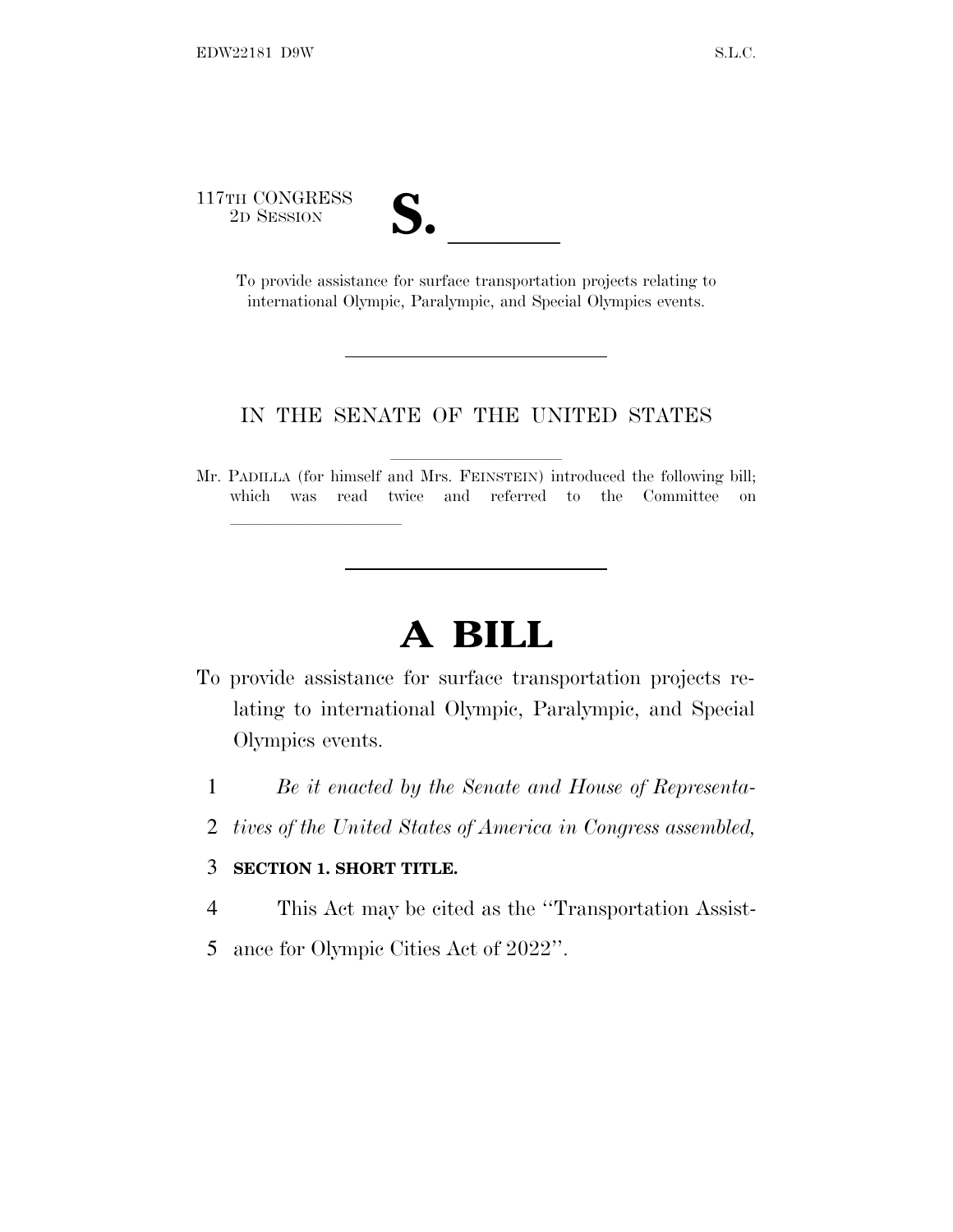117TH CONGRESS
2D SESSION

**S.** ______

To provide assistance for surface transportation projects relating to international Olympic, Paralympic, and Special Olympics events.

---

IN THE SENATE OF THE UNITED STATES

Mr. PADILLA (for himself and Mrs. FEINSTEIN) introduced the following bill; which was read twice and referred to the Committee on ______________

---

# A BILL

To provide assistance for surface transportation projects relating to international Olympic, Paralympic, and Special Olympics events.

1 *Be it enacted by the Senate and House of Representa-*
2 *tives of the United States of America in Congress assembled,*

3 **SECTION 1. SHORT TITLE.**

4 This Act may be cited as the ''Transportation Assist-
5 ance for Olympic Cities Act of 2022''.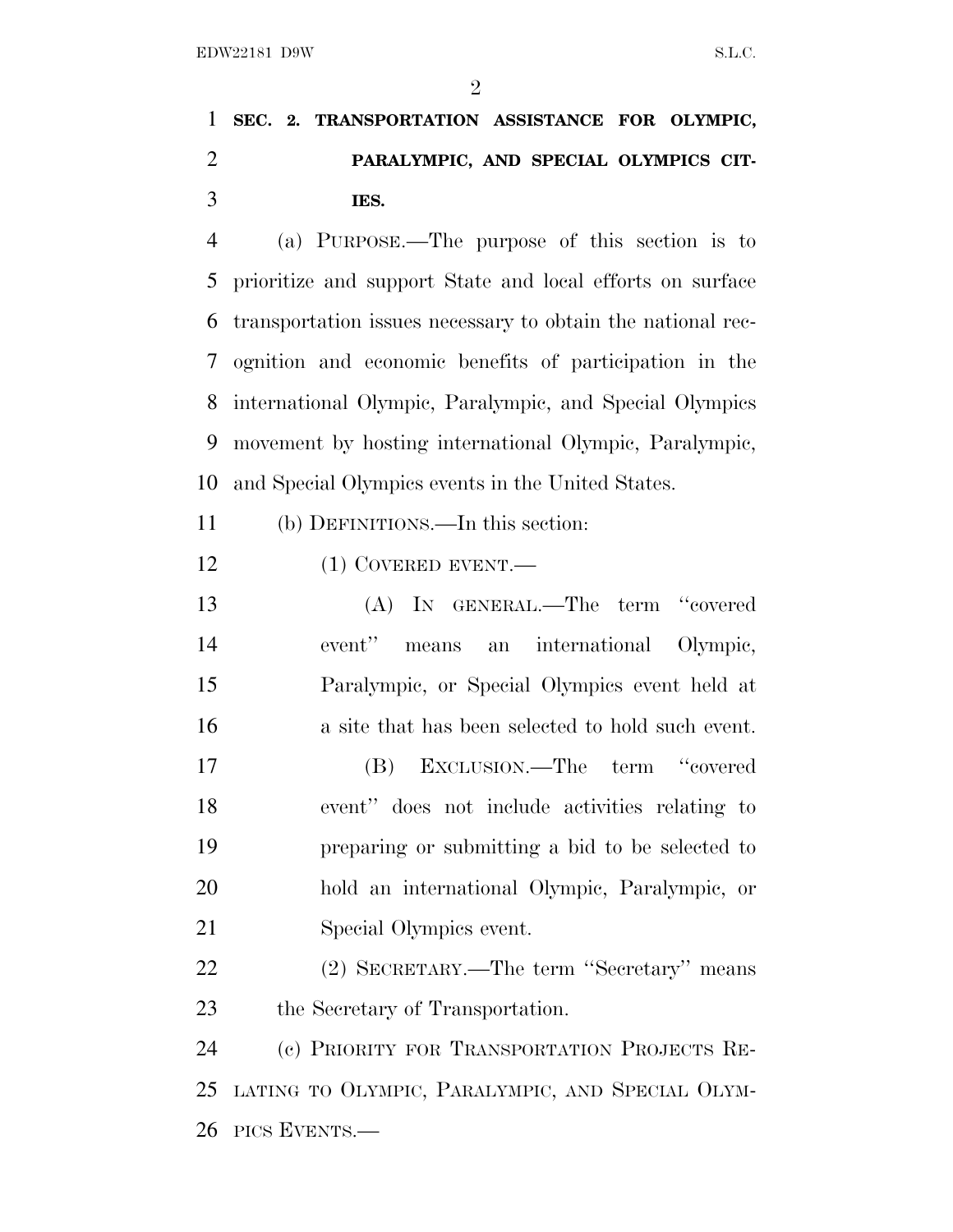**SEC. 2. TRANSPORTATION ASSISTANCE FOR OLYMPIC, PARALYMPIC, AND SPECIAL OLYMPICS CITIES.**

(a) PURPOSE.—The purpose of this section is to prioritize and support State and local efforts on surface transportation issues necessary to obtain the national recognition and economic benefits of participation in the international Olympic, Paralympic, and Special Olympics movement by hosting international Olympic, Paralympic, and Special Olympics events in the United States.

(b) DEFINITIONS.—In this section:

(1) COVERED EVENT.—

(A) IN GENERAL.—The term "covered event" means an international Olympic, Paralympic, or Special Olympics event held at a site that has been selected to hold such event.

(B) EXCLUSION.—The term "covered event" does not include activities relating to preparing or submitting a bid to be selected to hold an international Olympic, Paralympic, or Special Olympics event.

(2) SECRETARY.—The term "Secretary" means the Secretary of Transportation.

(c) PRIORITY FOR TRANSPORTATION PROJECTS RELATING TO OLYMPIC, PARALYMPIC, AND SPECIAL OLYMPICS EVENTS.—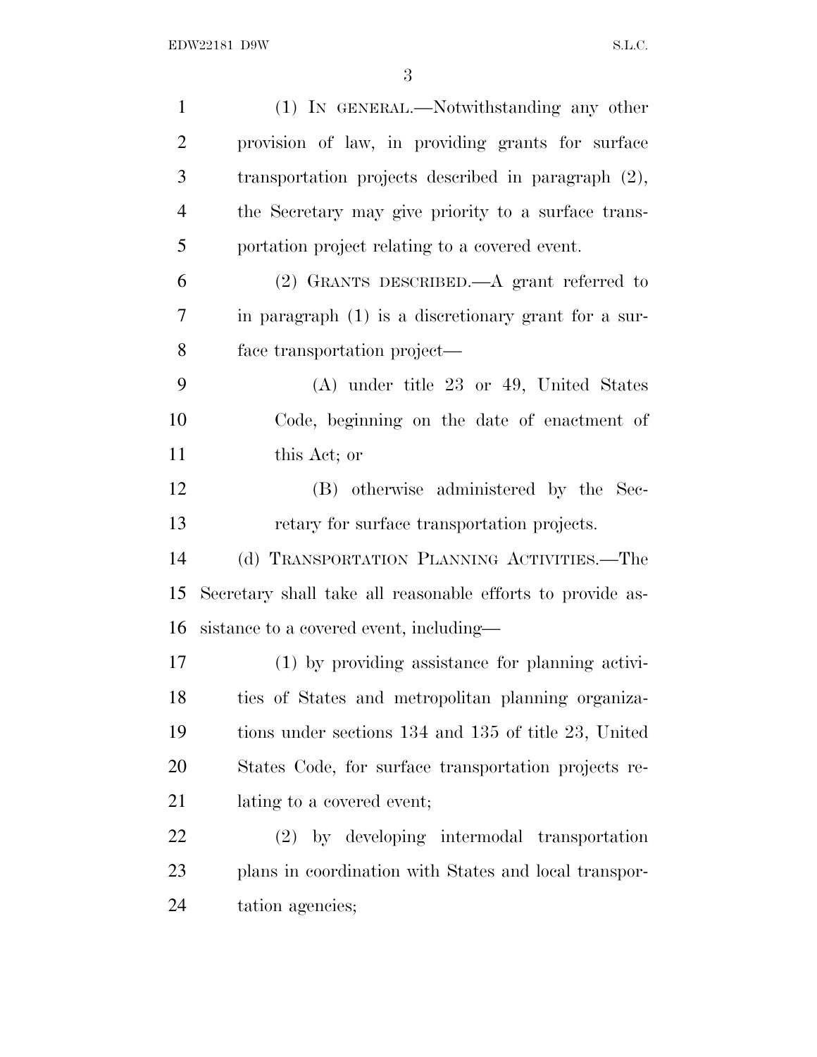(1) IN GENERAL.—Notwithstanding any other provision of law, in providing grants for surface transportation projects described in paragraph (2), the Secretary may give priority to a surface transportation project relating to a covered event.

(2) GRANTS DESCRIBED.—A grant referred to in paragraph (1) is a discretionary grant for a surface transportation project—

(A) under title 23 or 49, United States Code, beginning on the date of enactment of this Act; or

(B) otherwise administered by the Secretary for surface transportation projects.

(d) TRANSPORTATION PLANNING ACTIVITIES.—The Secretary shall take all reasonable efforts to provide assistance to a covered event, including—

(1) by providing assistance for planning activities of States and metropolitan planning organizations under sections 134 and 135 of title 23, United States Code, for surface transportation projects relating to a covered event;

(2) by developing intermodal transportation plans in coordination with States and local transportation agencies;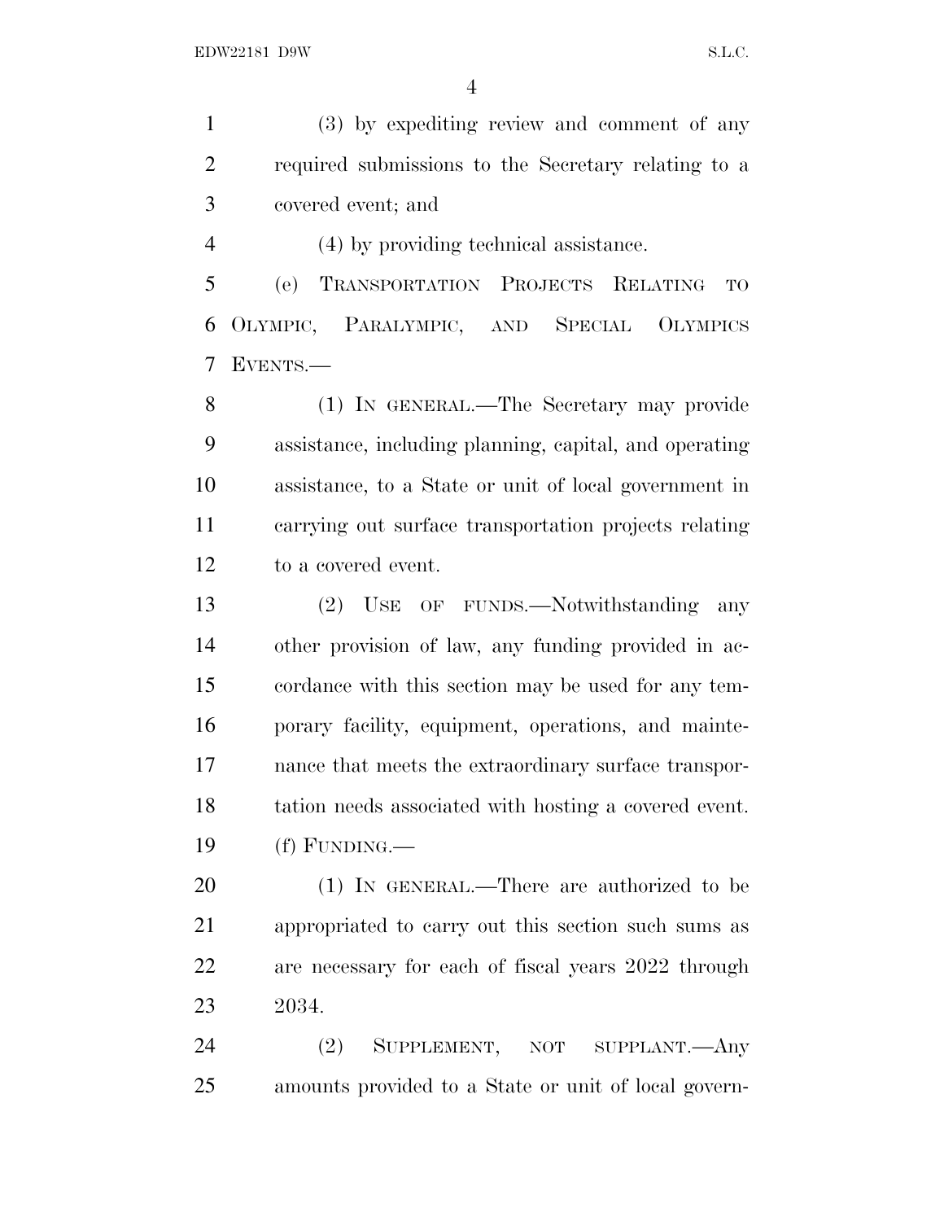(3) by expediting review and comment of any required submissions to the Secretary relating to a covered event; and

(4) by providing technical assistance.

(e) TRANSPORTATION PROJECTS RELATING TO OLYMPIC, PARALYMPIC, AND SPECIAL OLYMPICS EVENTS.—

(1) IN GENERAL.—The Secretary may provide assistance, including planning, capital, and operating assistance, to a State or unit of local government in carrying out surface transportation projects relating to a covered event.

(2) USE OF FUNDS.—Notwithstanding any other provision of law, any funding provided in accordance with this section may be used for any temporary facility, equipment, operations, and maintenance that meets the extraordinary surface transportation needs associated with hosting a covered event.

(f) FUNDING.—

(1) IN GENERAL.—There are authorized to be appropriated to carry out this section such sums as are necessary for each of fiscal years 2022 through 2034.

(2) SUPPLEMENT, NOT SUPPLANT.—Any amounts provided to a State or unit of local govern-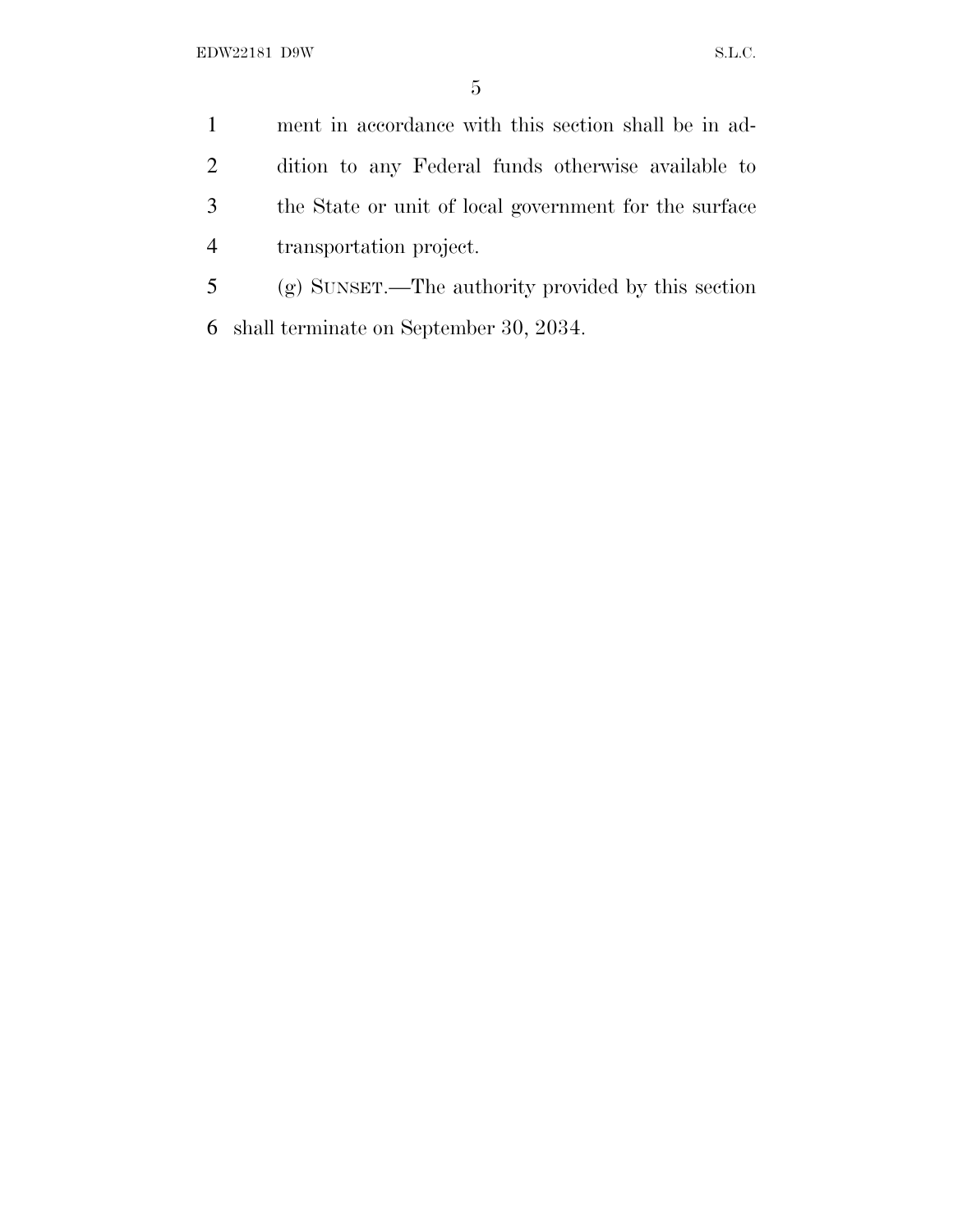ment in accordance with this section shall be in addition to any Federal funds otherwise available to the State or unit of local government for the surface transportation project.

(g) SUNSET.—The authority provided by this section shall terminate on September 30, 2034.